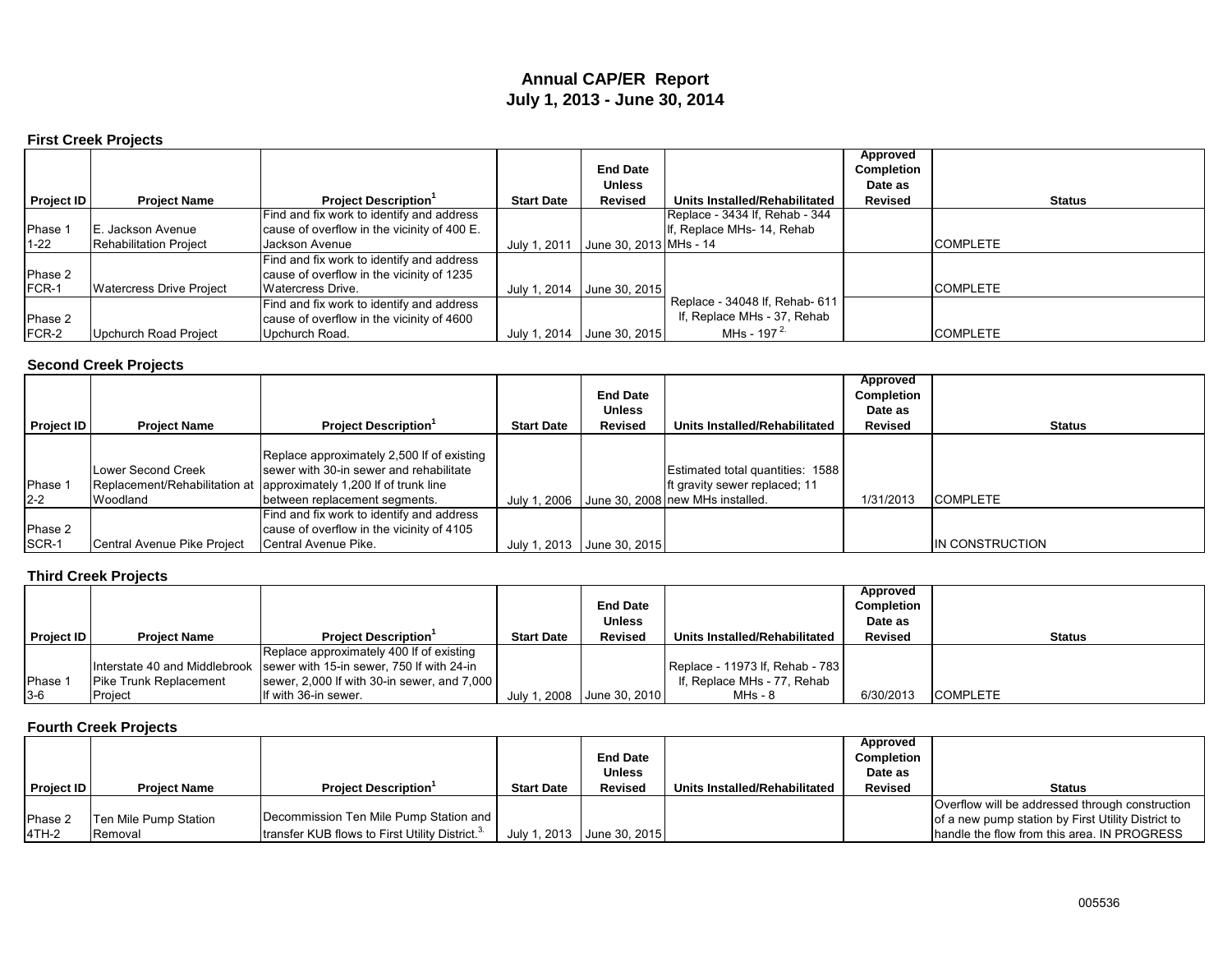# Annual CAP/ER Report
## July 1, 2013 - June 30, 2014

### First Creek Projects

| Project ID | Project Name | Project Description[1] | Start Date | End Date Unless Revised | Units Installed/Rehabilitated | Approved Completion Date as Revised | Status |
|---|---|---|---|---|---|---|---|
| Phase 1 1-22 | E. Jackson Avenue Rehabilitation Project | Find and fix work to identify and address cause of overflow in the vicinity of 400 E. Jackson Avenue | July 1, 2011 | June 30, 2013 | Replace - 3434 lf, Rehab - 344 lf, Replace MHs- 14, Rehab MHs - 14 | | COMPLETE |
| Phase 2 FCR-1 | Watercress Drive Project | Find and fix work to identify and address cause of overflow in the vicinity of 1235 Watercress Drive. | July 1, 2014 | June 30, 2015 | Replace - 34048 lf, Rehab- 611 lf, Replace MHs - 37, Rehab MHs - 197[2.] | | COMPLETE |
| Phase 2 FCR-2 | Upchurch Road Project | Find and fix work to identify and address cause of overflow in the vicinity of 4600 Upchurch Road. | July 1, 2014 | June 30, 2015 | | | COMPLETE |

### Second Creek Projects

| Project ID | Project Name | Project Description[1] | Start Date | End Date Unless Revised | Units Installed/Rehabilitated | Approved Completion Date as Revised | Status |
|---|---|---|---|---|---|---|---|
| Phase 1 2-2 | Lower Second Creek Replacement/Rehabilitation at Woodland | Replace approximately 2,500 lf of existing sewer with 30-in sewer and rehabilitate approximately 1,200 lf of trunk line between replacement segments. | July 1, 2006 | June 30, 2008 | Estimated total quantities: 1588 ft gravity sewer replaced; 11 new MHs installed. | 1/31/2013 | COMPLETE |
| Phase 2 SCR-1 | Central Avenue Pike Project | Find and fix work to identify and address cause of overflow in the vicinity of 4105 Central Avenue Pike. | July 1, 2013 | June 30, 2015 | | | IN CONSTRUCTION |

### Third Creek Projects

| Project ID | Project Name | Project Description[1] | Start Date | End Date Unless Revised | Units Installed/Rehabilitated | Approved Completion Date as Revised | Status |
|---|---|---|---|---|---|---|---|
| Phase 1 3-6 | Interstate 40 and Middlebrook Pike Trunk Replacement Project | Replace approximately 400 lf of existing sewer with 15-in sewer, 750 lf with 24-in sewer, 2,000 lf with 30-in sewer, and 7,000 lf with 36-in sewer. | July 1, 2008 | June 30, 2010 | Replace - 11973 lf, Rehab - 783 lf, Replace MHs - 77, Rehab MHs - 8 | 6/30/2013 | COMPLETE |

### Fourth Creek Projects

| Project ID | Project Name | Project Description[1] | Start Date | End Date Unless Revised | Units Installed/Rehabilitated | Approved Completion Date as Revised | Status |
|---|---|---|---|---|---|---|---|
| Phase 2 4TH-2 | Ten Mile Pump Station Removal | Decommission Ten Mile Pump Station and transfer KUB flows to First Utility District.[3.] | July 1, 2013 | June 30, 2015 | | | Overflow will be addressed through construction of a new pump station by First Utility District to handle the flow from this area. IN PROGRESS |

005536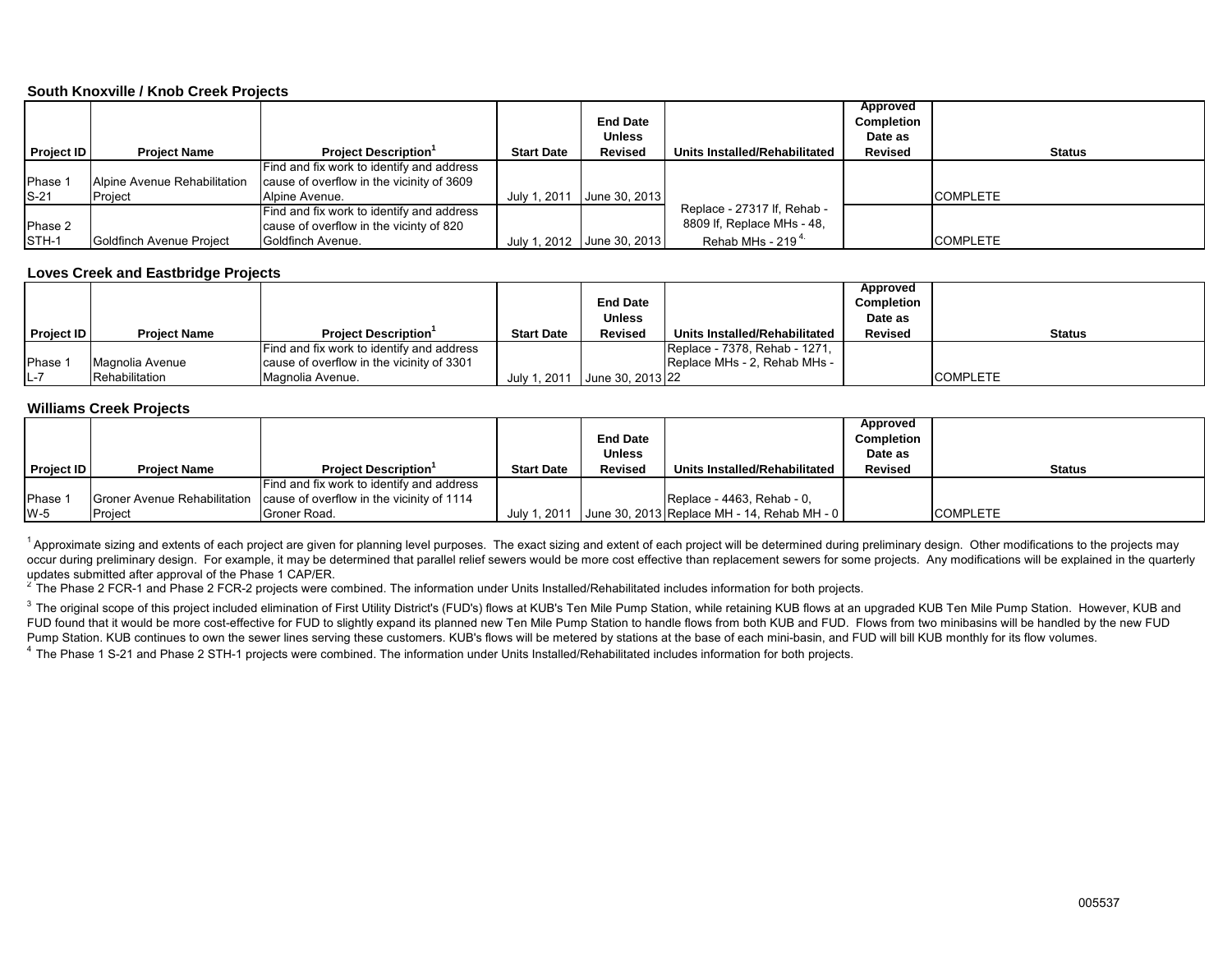### South Knoxville / Knob Creek Projects

| Project ID | Project Name | Project Description[1] | Start Date | End Date Unless Revised | Units Installed/Rehabilitated | Approved Completion Date as Revised | Status |
|---|---|---|---|---|---|---|---|
| Phase 1 S-21 | Alpine Avenue Rehabilitation Project | Find and fix work to identify and address cause of overflow in the vicinity of 3609 Alpine Avenue. | July 1, 2011 | June 30, 2013 | Replace - 27317 lf, Rehab - 8809 lf, Replace MHs - 48, Rehab MHs - 219[4] | | COMPLETE |
| Phase 2 STH-1 | Goldfinch Avenue Project | Find and fix work to identify and address cause of overflow in the vicinty of 820 Goldfinch Avenue. | July 1, 2012 | June 30, 2013 | | | COMPLETE |

### Loves Creek and Eastbridge Projects

| Project ID | Project Name | Project Description[1] | Start Date | End Date Unless Revised | Units Installed/Rehabilitated | Approved Completion Date as Revised | Status |
|---|---|---|---|---|---|---|---|
| Phase 1 L-7 | Magnolia Avenue Rehabilitation | Find and fix work to identify and address cause of overflow in the vicinity of 3301 Magnolia Avenue. | July 1, 2011 | June 30, 2013 | Replace - 7378, Rehab - 1271, Replace MHs - 2, Rehab MHs - 22 | | COMPLETE |

### Williams Creek Projects

| Project ID | Project Name | Project Description[1] | Start Date | End Date Unless Revised | Units Installed/Rehabilitated | Approved Completion Date as Revised | Status |
|---|---|---|---|---|---|---|---|
| Phase 1 W-5 | Groner Avenue Rehabilitation Project | Find and fix work to identify and address cause of overflow in the vicinity of 1114 Groner Road. | July 1, 2011 | June 30, 2013 | Replace - 4463, Rehab - 0, Replace MH - 14, Rehab MH - 0 | | COMPLETE |

[1] Approximate sizing and extents of each project are given for planning level purposes. The exact sizing and extent of each project will be determined during preliminary design. Other modifications to the projects may occur during preliminary design. For example, it may be determined that parallel relief sewers would be more cost effective than replacement sewers for some projects. Any modifications will be explained in the quarterly updates submitted after approval of the Phase 1 CAP/ER.

[2] The Phase 2 FCR-1 and Phase 2 FCR-2 projects were combined. The information under Units Installed/Rehabilitated includes information for both projects.

[3] The original scope of this project included elimination of First Utility District's (FUD's) flows at KUB's Ten Mile Pump Station, while retaining KUB flows at an upgraded KUB Ten Mile Pump Station. However, KUB and FUD found that it would be more cost-effective for FUD to slightly expand its planned new Ten Mile Pump Station to handle flows from both KUB and FUD. Flows from two minibasins will be handled by the new FUD Pump Station. KUB continues to own the sewer lines serving these customers. KUB's flows will be metered by stations at the base of each mini-basin, and FUD will bill KUB monthly for its flow volumes.

[4] The Phase 1 S-21 and Phase 2 STH-1 projects were combined. The information under Units Installed/Rehabilitated includes information for both projects.

005537